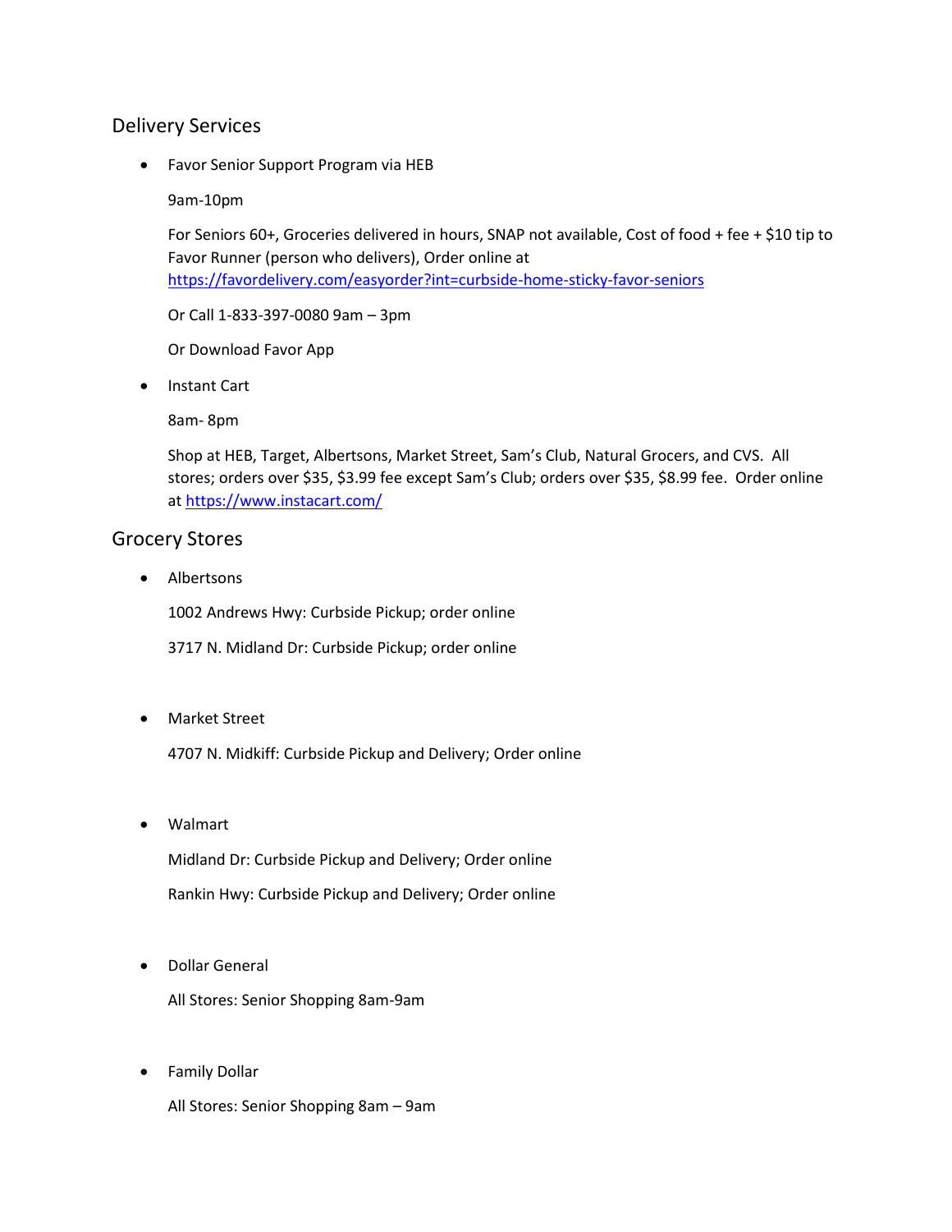## Delivery Services

- Favor Senior Support Program via HEB

  9am-10pm

  For Seniors 60+, Groceries delivered in hours, SNAP not available, Cost of food + fee + $10 tip to Favor Runner (person who delivers), Order online at https://favordelivery.com/easyorder?int=curbside-home-sticky-favor-seniors

  Or Call 1-833-397-0080 9am – 3pm

  Or Download Favor App

- Instant Cart

  8am- 8pm

  Shop at HEB, Target, Albertsons, Market Street, Sam's Club, Natural Grocers, and CVS. All stores; orders over $35, $3.99 fee except Sam's Club; orders over $35, $8.99 fee. Order online at https://www.instacart.com/

## Grocery Stores

- Albertsons

  1002 Andrews Hwy: Curbside Pickup; order online

  3717 N. Midland Dr: Curbside Pickup; order online

- Market Street

  4707 N. Midkiff: Curbside Pickup and Delivery; Order online

- Walmart

  Midland Dr: Curbside Pickup and Delivery; Order online

  Rankin Hwy: Curbside Pickup and Delivery; Order online

- Dollar General

  All Stores: Senior Shopping 8am-9am

- Family Dollar

  All Stores: Senior Shopping 8am – 9am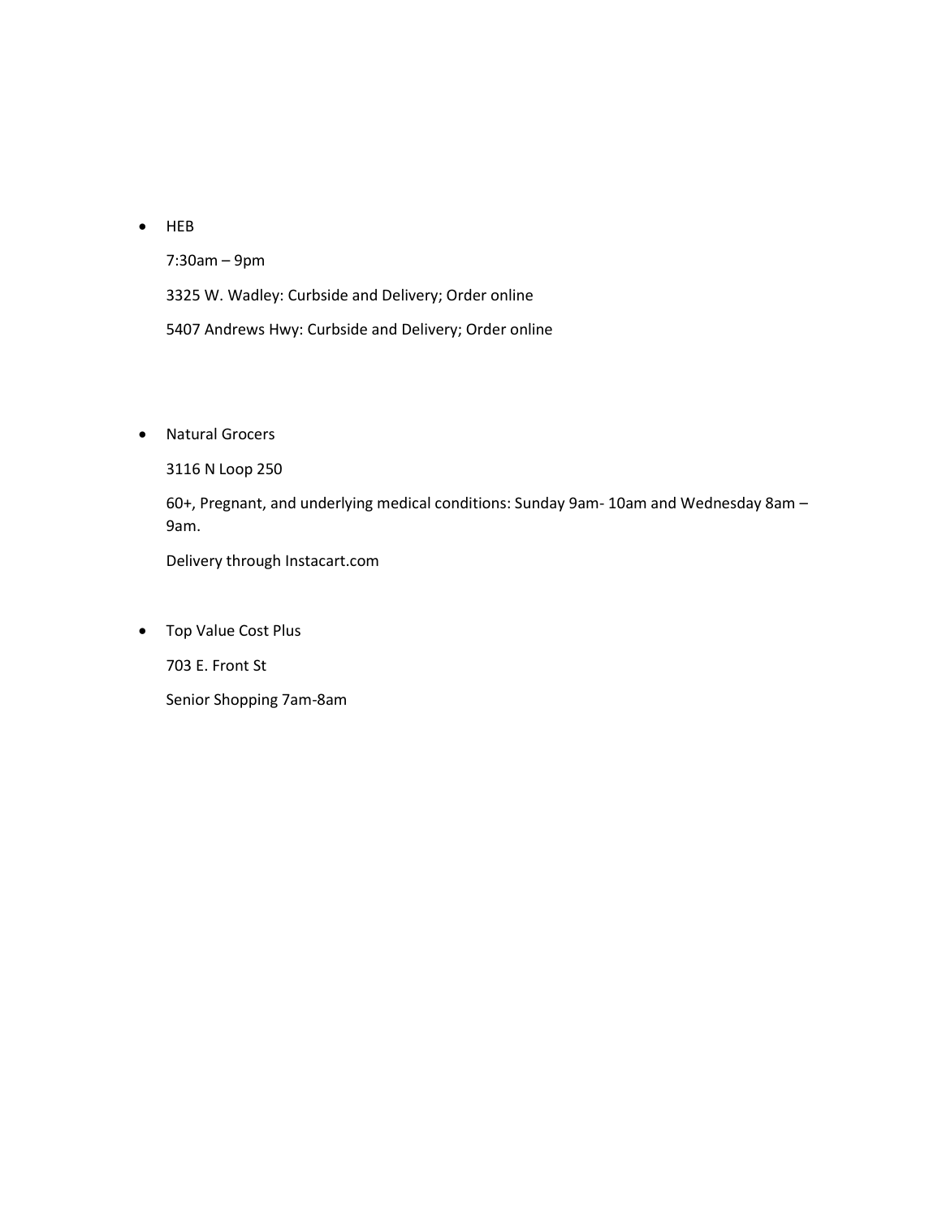- HEB

  7:30am – 9pm

  3325 W. Wadley: Curbside and Delivery; Order online

  5407 Andrews Hwy: Curbside and Delivery; Order online

- Natural Grocers

  3116 N Loop 250

  60+, Pregnant, and underlying medical conditions: Sunday 9am- 10am and Wednesday 8am – 9am.

  Delivery through Instacart.com

- Top Value Cost Plus

  703 E. Front St

  Senior Shopping 7am-8am